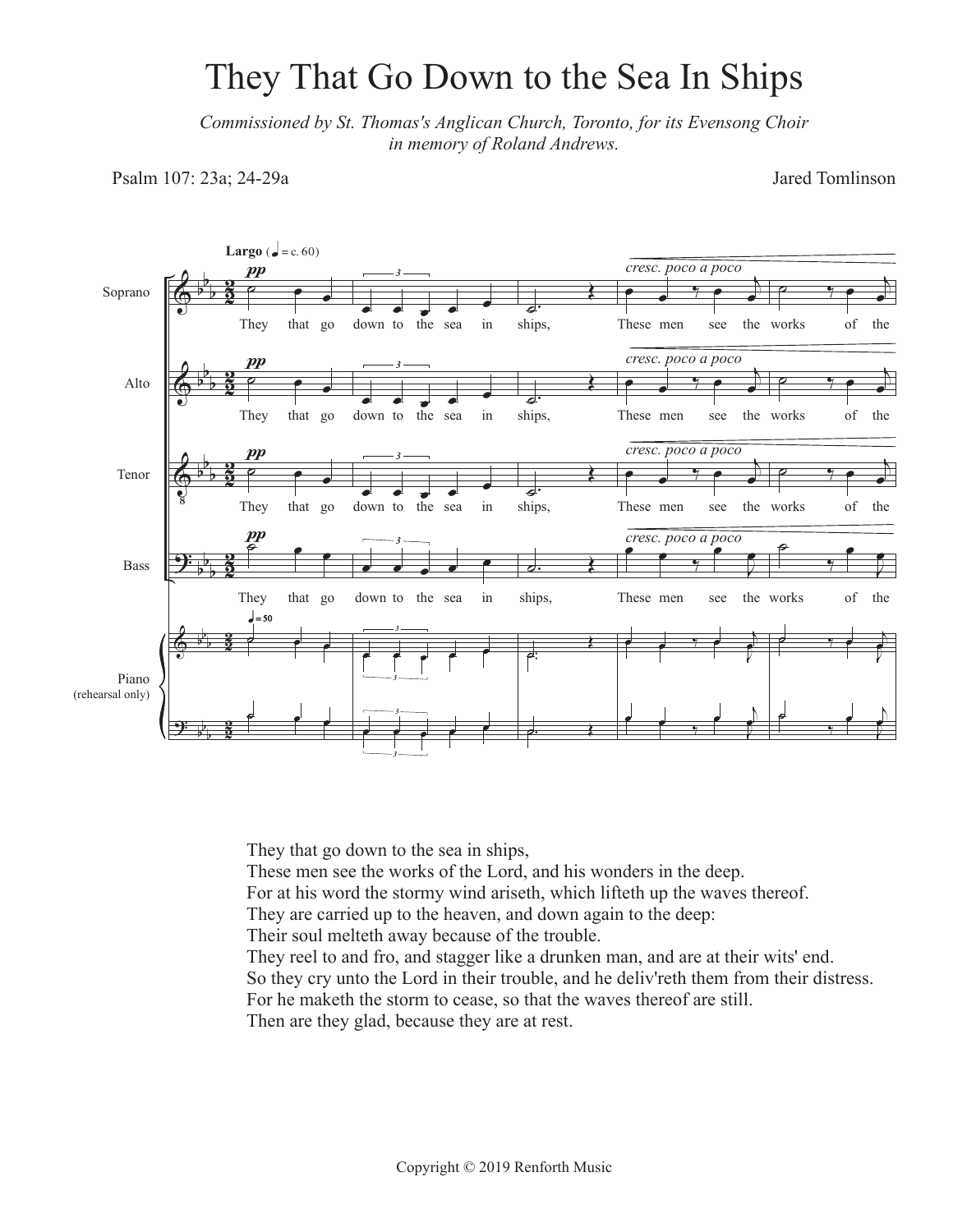# They That Go Down to the Sea In Ships

*Commissioned by St. Thomas's Anglican Church, Toronto, for its Evensong Choir in memory of Roland Andrews.*

Psalm 107: 23a; 24-29a

Jared Tomlinson

They that go down to the sea in ships,
These men see the works of the Lord, and his wonders in the deep.
For at his word the stormy wind ariseth, which lifteth up the waves thereof.
They are carried up to the heaven, and down again to the deep:
Their soul melteth away because of the trouble.
They reel to and fro, and stagger like a drunken man, and are at their wits' end.
So they cry unto the Lord in their trouble, and he deliv'reth them from their distress.
For he maketh the storm to cease, so that the waves thereof are still.
Then are they glad, because they are at rest.

Copyright © 2019 Renforth Music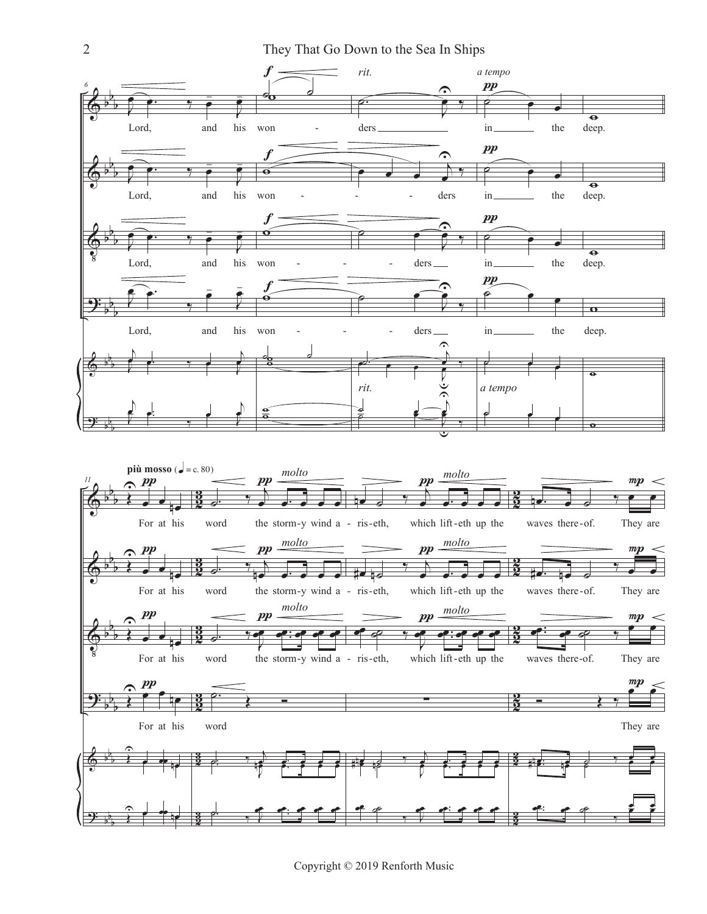*rit.* *a tempo*

Lord, and his won - ders in the deep.

**più mosso** (♩ = c. 80)

For at his word the storm-y wind a - ris-eth, which lift-eth up the waves there-of. They are

Copyright © 2019 Renforth Music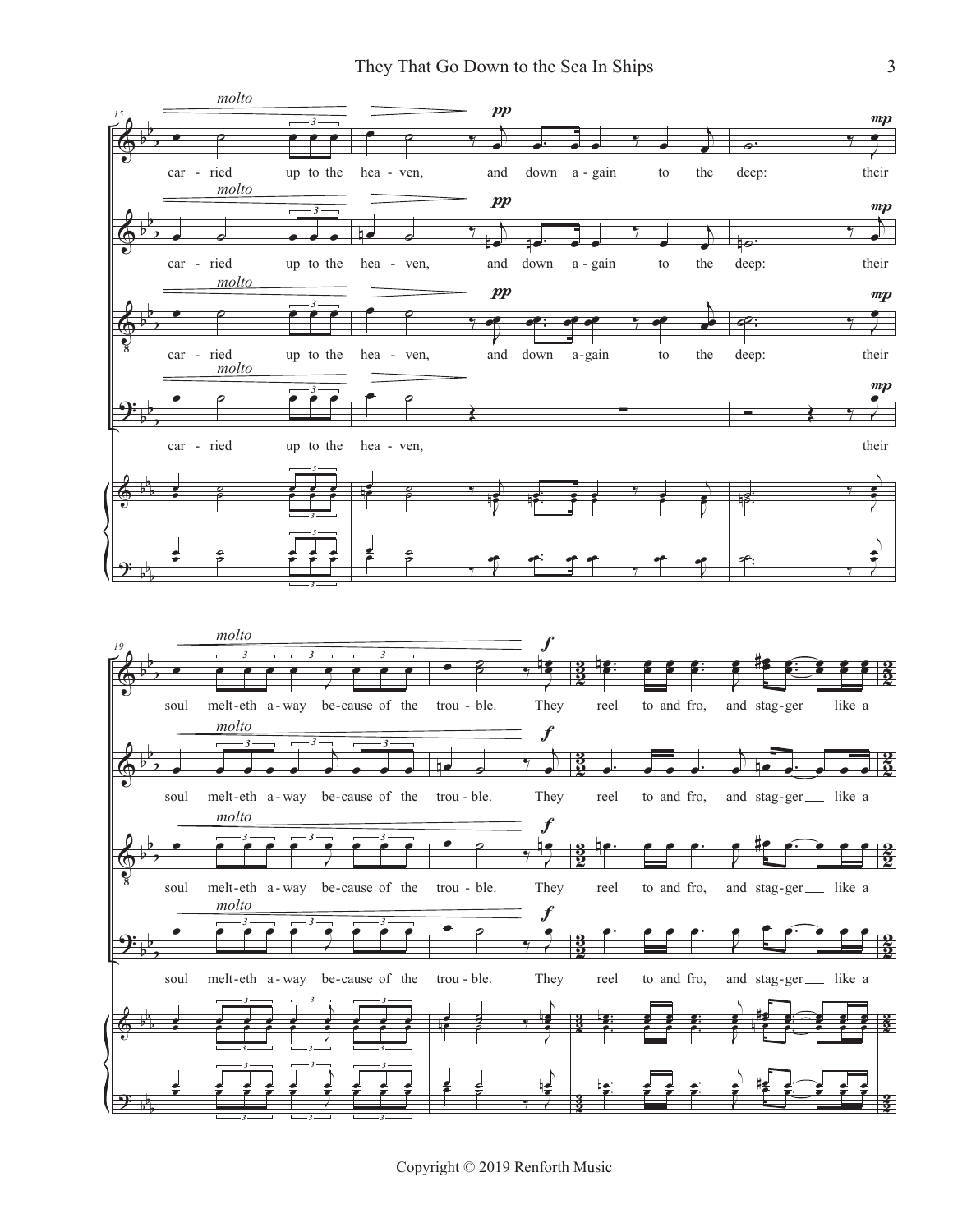carried up to the heaven, and down again to the deep: their soul melteth away because of the trouble. They reel to and fro, and stagger like a

Copyright © 2019 Renforth Music